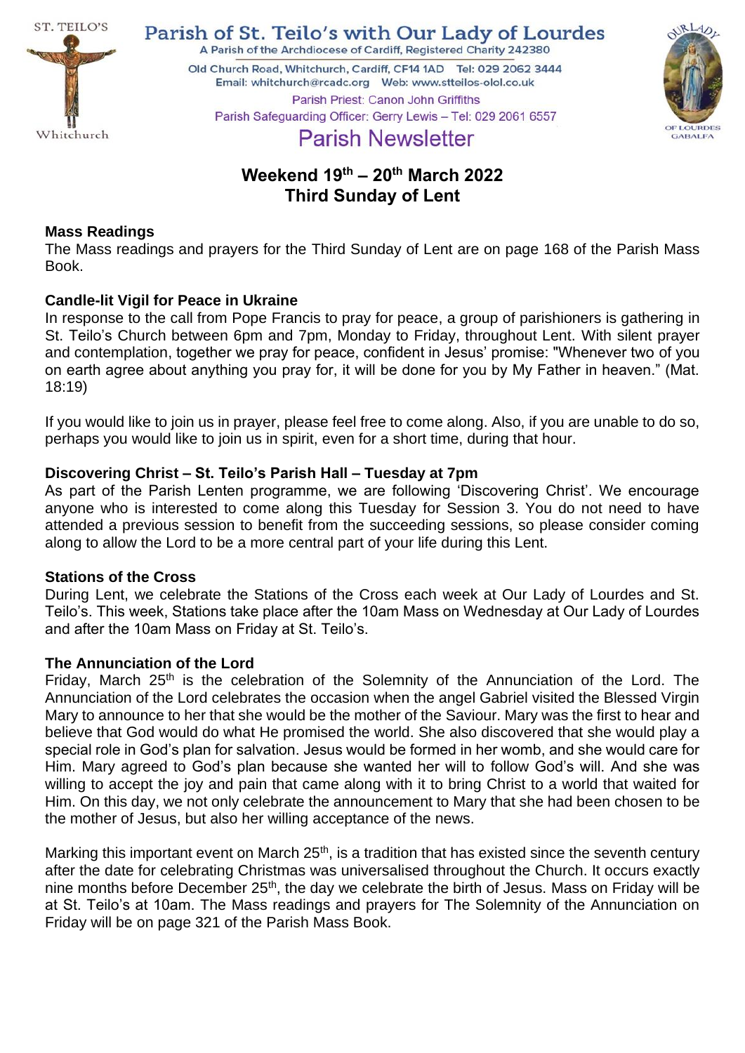ST. TEILO'S

Whitchurch

# Parish of St. Teilo's with Our Lady of Lourdes

A Parish of the Archdiocese of Cardiff, Registered Charity 242380

Old Church Road, Whitchurch, Cardiff, CF14 1AD Tel: 029 2062 3444

Email: whitchurch@rcadc.org Web: www.stteilos-olol.co.uk

Parish Priest: Canon John Griffiths

Parish Safeguarding Officer: Gerry Lewis – Tel: 029 2061 6557

OUR LADY OF LOURDES GABALFA

## Parish Newsletter

## Weekend 19th – 20th March 2022
## Third Sunday of Lent

**Mass Readings**

The Mass readings and prayers for the Third Sunday of Lent are on page 168 of the Parish Mass Book.

**Candle-lit Vigil for Peace in Ukraine**

In response to the call from Pope Francis to pray for peace, a group of parishioners is gathering in St. Teilo's Church between 6pm and 7pm, Monday to Friday, throughout Lent. With silent prayer and contemplation, together we pray for peace, confident in Jesus' promise: "Whenever two of you on earth agree about anything you pray for, it will be done for you by My Father in heaven." (Mat. 18:19)

If you would like to join us in prayer, please feel free to come along. Also, if you are unable to do so, perhaps you would like to join us in spirit, even for a short time, during that hour.

**Discovering Christ – St. Teilo's Parish Hall – Tuesday at 7pm**

As part of the Parish Lenten programme, we are following 'Discovering Christ'. We encourage anyone who is interested to come along this Tuesday for Session 3. You do not need to have attended a previous session to benefit from the succeeding sessions, so please consider coming along to allow the Lord to be a more central part of your life during this Lent.

**Stations of the Cross**

During Lent, we celebrate the Stations of the Cross each week at Our Lady of Lourdes and St. Teilo's. This week, Stations take place after the 10am Mass on Wednesday at Our Lady of Lourdes and after the 10am Mass on Friday at St. Teilo's.

**The Annunciation of the Lord**

Friday, March 25th is the celebration of the Solemnity of the Annunciation of the Lord. The Annunciation of the Lord celebrates the occasion when the angel Gabriel visited the Blessed Virgin Mary to announce to her that she would be the mother of the Saviour. Mary was the first to hear and believe that God would do what He promised the world. She also discovered that she would play a special role in God's plan for salvation. Jesus would be formed in her womb, and she would care for Him. Mary agreed to God's plan because she wanted her will to follow God's will. And she was willing to accept the joy and pain that came along with it to bring Christ to a world that waited for Him. On this day, we not only celebrate the announcement to Mary that she had been chosen to be the mother of Jesus, but also her willing acceptance of the news.

Marking this important event on March 25th, is a tradition that has existed since the seventh century after the date for celebrating Christmas was universalised throughout the Church. It occurs exactly nine months before December 25th, the day we celebrate the birth of Jesus. Mass on Friday will be at St. Teilo's at 10am. The Mass readings and prayers for The Solemnity of the Annunciation on Friday will be on page 321 of the Parish Mass Book.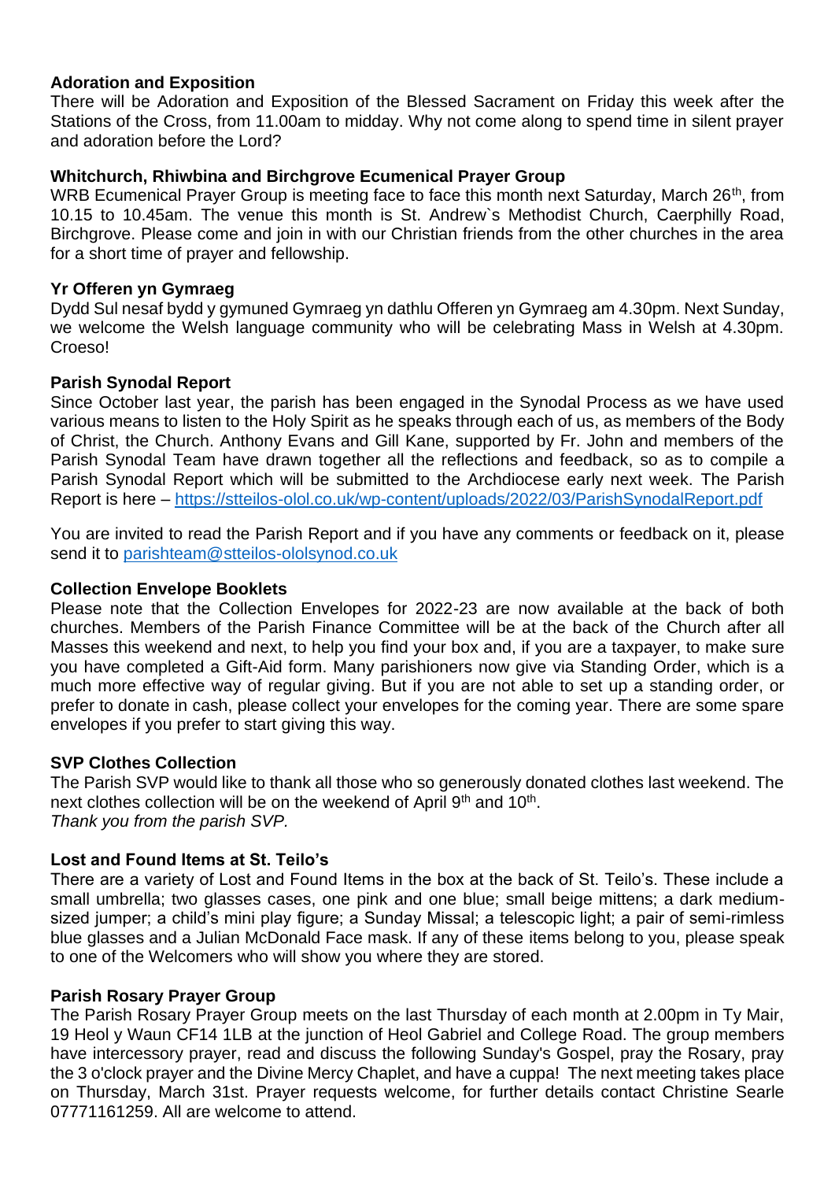**Adoration and Exposition**

There will be Adoration and Exposition of the Blessed Sacrament on Friday this week after the Stations of the Cross, from 11.00am to midday. Why not come along to spend time in silent prayer and adoration before the Lord?

**Whitchurch, Rhiwbina and Birchgrove Ecumenical Prayer Group**

WRB Ecumenical Prayer Group is meeting face to face this month next Saturday, March 26th, from 10.15 to 10.45am. The venue this month is St. Andrew`s Methodist Church, Caerphilly Road, Birchgrove. Please come and join in with our Christian friends from the other churches in the area for a short time of prayer and fellowship.

**Yr Offeren yn Gymraeg**

Dydd Sul nesaf bydd y gymuned Gymraeg yn dathlu Offeren yn Gymraeg am 4.30pm. Next Sunday, we welcome the Welsh language community who will be celebrating Mass in Welsh at 4.30pm. Croeso!

**Parish Synodal Report**

Since October last year, the parish has been engaged in the Synodal Process as we have used various means to listen to the Holy Spirit as he speaks through each of us, as members of the Body of Christ, the Church. Anthony Evans and Gill Kane, supported by Fr. John and members of the Parish Synodal Team have drawn together all the reflections and feedback, so as to compile a Parish Synodal Report which will be submitted to the Archdiocese early next week. The Parish Report is here – https://stteilos-olol.co.uk/wp-content/uploads/2022/03/ParishSynodalReport.pdf

You are invited to read the Parish Report and if you have any comments or feedback on it, please send it to parishteam@stteilos-ololsynod.co.uk

**Collection Envelope Booklets**

Please note that the Collection Envelopes for 2022-23 are now available at the back of both churches. Members of the Parish Finance Committee will be at the back of the Church after all Masses this weekend and next, to help you find your box and, if you are a taxpayer, to make sure you have completed a Gift-Aid form. Many parishioners now give via Standing Order, which is a much more effective way of regular giving. But if you are not able to set up a standing order, or prefer to donate in cash, please collect your envelopes for the coming year. There are some spare envelopes if you prefer to start giving this way.

**SVP Clothes Collection**

The Parish SVP would like to thank all those who so generously donated clothes last weekend. The next clothes collection will be on the weekend of April 9th and 10th.
*Thank you from the parish SVP.*

**Lost and Found Items at St. Teilo's**

There are a variety of Lost and Found Items in the box at the back of St. Teilo's. These include a small umbrella; two glasses cases, one pink and one blue; small beige mittens; a dark medium-sized jumper; a child's mini play figure; a Sunday Missal; a telescopic light; a pair of semi-rimless blue glasses and a Julian McDonald Face mask. If any of these items belong to you, please speak to one of the Welcomers who will show you where they are stored.

**Parish Rosary Prayer Group**

The Parish Rosary Prayer Group meets on the last Thursday of each month at 2.00pm in Ty Mair, 19 Heol y Waun CF14 1LB at the junction of Heol Gabriel and College Road. The group members have intercessory prayer, read and discuss the following Sunday's Gospel, pray the Rosary, pray the 3 o'clock prayer and the Divine Mercy Chaplet, and have a cuppa! The next meeting takes place on Thursday, March 31st. Prayer requests welcome, for further details contact Christine Searle 07771161259. All are welcome to attend.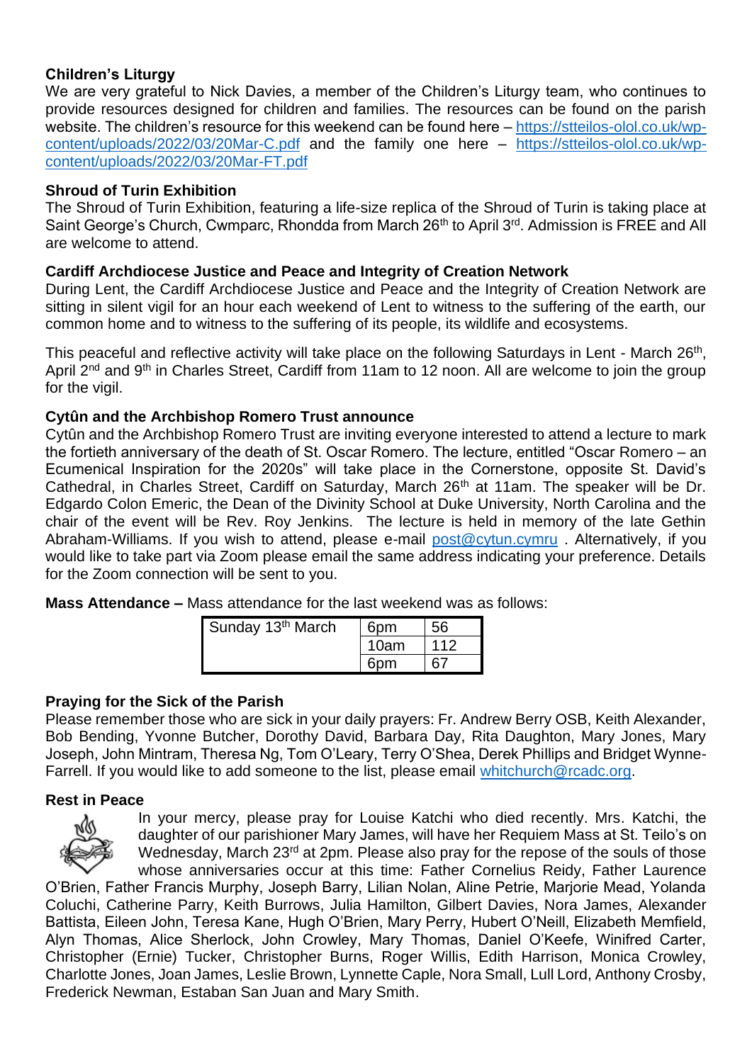**Children's Liturgy**

We are very grateful to Nick Davies, a member of the Children's Liturgy team, who continues to provide resources designed for children and families. The resources can be found on the parish website. The children's resource for this weekend can be found here – https://stteilos-olol.co.uk/wp-content/uploads/2022/03/20Mar-C.pdf and the family one here – https://stteilos-olol.co.uk/wp-content/uploads/2022/03/20Mar-FT.pdf

**Shroud of Turin Exhibition**

The Shroud of Turin Exhibition, featuring a life-size replica of the Shroud of Turin is taking place at Saint George's Church, Cwmparc, Rhondda from March 26th to April 3rd. Admission is FREE and All are welcome to attend.

**Cardiff Archdiocese Justice and Peace and Integrity of Creation Network**

During Lent, the Cardiff Archdiocese Justice and Peace and the Integrity of Creation Network are sitting in silent vigil for an hour each weekend of Lent to witness to the suffering of the earth, our common home and to witness to the suffering of its people, its wildlife and ecosystems.

This peaceful and reflective activity will take place on the following Saturdays in Lent - March 26th, April 2nd and 9th in Charles Street, Cardiff from 11am to 12 noon. All are welcome to join the group for the vigil.

**Cytûn and the Archbishop Romero Trust announce**

Cytûn and the Archbishop Romero Trust are inviting everyone interested to attend a lecture to mark the fortieth anniversary of the death of St. Oscar Romero. The lecture, entitled "Oscar Romero – an Ecumenical Inspiration for the 2020s" will take place in the Cornerstone, opposite St. David's Cathedral, in Charles Street, Cardiff on Saturday, March 26th at 11am. The speaker will be Dr. Edgardo Colon Emeric, the Dean of the Divinity School at Duke University, North Carolina and the chair of the event will be Rev. Roy Jenkins. The lecture is held in memory of the late Gethin Abraham-Williams. If you wish to attend, please e-mail post@cytun.cymru . Alternatively, if you would like to take part via Zoom please email the same address indicating your preference. Details for the Zoom connection will be sent to you.

**Mass Attendance –** Mass attendance for the last weekend was as follows:

| Sunday 13th March | 6pm | 56 |
|---|---|---|
| | 10am | 112 |
| | 6pm | 67 |

**Praying for the Sick of the Parish**

Please remember those who are sick in your daily prayers: Fr. Andrew Berry OSB, Keith Alexander, Bob Bending, Yvonne Butcher, Dorothy David, Barbara Day, Rita Daughton, Mary Jones, Mary Joseph, John Mintram, Theresa Ng, Tom O'Leary, Terry O'Shea, Derek Phillips and Bridget Wynne-Farrell. If you would like to add someone to the list, please email whitchurch@rcadc.org.

**Rest in Peace**

In your mercy, please pray for Louise Katchi who died recently. Mrs. Katchi, the daughter of our parishioner Mary James, will have her Requiem Mass at St. Teilo's on Wednesday, March 23rd at 2pm. Please also pray for the repose of the souls of those whose anniversaries occur at this time: Father Cornelius Reidy, Father Laurence O'Brien, Father Francis Murphy, Joseph Barry, Lilian Nolan, Aline Petrie, Marjorie Mead, Yolanda Coluchi, Catherine Parry, Keith Burrows, Julia Hamilton, Gilbert Davies, Nora James, Alexander Battista, Eileen John, Teresa Kane, Hugh O'Brien, Mary Perry, Hubert O'Neill, Elizabeth Memfield, Alyn Thomas, Alice Sherlock, John Crowley, Mary Thomas, Daniel O'Keefe, Winifred Carter, Christopher (Ernie) Tucker, Christopher Burns, Roger Willis, Edith Harrison, Monica Crowley, Charlotte Jones, Joan James, Leslie Brown, Lynnette Caple, Nora Small, Lull Lord, Anthony Crosby, Frederick Newman, Estaban San Juan and Mary Smith.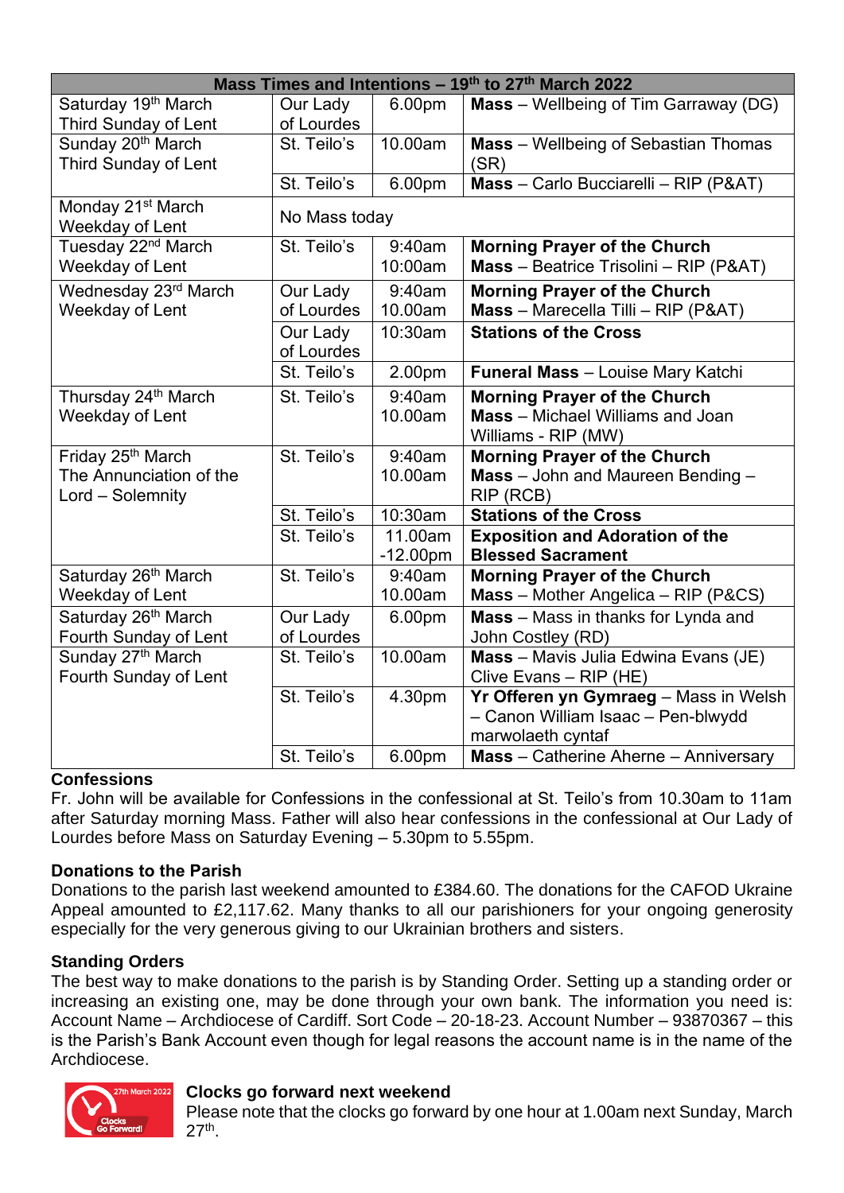| Mass Times and Intentions – 19th to 27th March 2022 | | | |
|---|---|---|---|
| Saturday 19th March Third Sunday of Lent | Our Lady of Lourdes | 6.00pm | **Mass** – Wellbeing of Tim Garraway (DG) |
| Sunday 20th March Third Sunday of Lent | St. Teilo's | 10.00am | **Mass** – Wellbeing of Sebastian Thomas (SR) |
| | St. Teilo's | 6.00pm | **Mass** – Carlo Bucciarelli – RIP (P&AT) |
| Monday 21st March Weekday of Lent | No Mass today | | |
| Tuesday 22nd March Weekday of Lent | St. Teilo's | 9:40am 10:00am | **Morning Prayer of the Church** **Mass** – Beatrice Trisolini – RIP (P&AT) |
| Wednesday 23rd March Weekday of Lent | Our Lady of Lourdes | 9:40am 10.00am | **Morning Prayer of the Church** **Mass** – Marecella Tilli – RIP (P&AT) |
| | Our Lady of Lourdes | 10:30am | **Stations of the Cross** |
| | St. Teilo's | 2.00pm | **Funeral Mass** – Louise Mary Katchi |
| Thursday 24th March Weekday of Lent | St. Teilo's | 9:40am 10.00am | **Morning Prayer of the Church** **Mass** – Michael Williams and Joan Williams - RIP (MW) |
| Friday 25th March The Annunciation of the Lord – Solemnity | St. Teilo's | 9:40am 10.00am | **Morning Prayer of the Church** **Mass** – John and Maureen Bending – RIP (RCB) |
| | St. Teilo's | 10:30am | **Stations of the Cross** |
| | St. Teilo's | 11.00am -12.00pm | **Exposition and Adoration of the Blessed Sacrament** |
| Saturday 26th March Weekday of Lent | St. Teilo's | 9:40am 10.00am | **Morning Prayer of the Church** **Mass** – Mother Angelica – RIP (P&CS) |
| Saturday 26th March Fourth Sunday of Lent | Our Lady of Lourdes | 6.00pm | **Mass** – Mass in thanks for Lynda and John Costley (RD) |
| Sunday 27th March Fourth Sunday of Lent | St. Teilo's | 10.00am | **Mass** – Mavis Julia Edwina Evans (JE) Clive Evans – RIP (HE) |
| | St. Teilo's | 4.30pm | **Yr Offeren yn Gymraeg** – Mass in Welsh – Canon William Isaac – Pen-blwydd marwolaeth cyntaf |
| | St. Teilo's | 6.00pm | **Mass** – Catherine Aherne – Anniversary |

**Confessions**

Fr. John will be available for Confessions in the confessional at St. Teilo's from 10.30am to 11am after Saturday morning Mass. Father will also hear confessions in the confessional at Our Lady of Lourdes before Mass on Saturday Evening – 5.30pm to 5.55pm.

**Donations to the Parish**

Donations to the parish last weekend amounted to £384.60. The donations for the CAFOD Ukraine Appeal amounted to £2,117.62. Many thanks to all our parishioners for your ongoing generosity especially for the very generous giving to our Ukrainian brothers and sisters.

**Standing Orders**

The best way to make donations to the parish is by Standing Order. Setting up a standing order or increasing an existing one, may be done through your own bank. The information you need is: Account Name – Archdiocese of Cardiff. Sort Code – 20-18-23. Account Number – 93870367 – this is the Parish's Bank Account even though for legal reasons the account name is in the name of the Archdiocese.

**Clocks go forward next weekend**

Please note that the clocks go forward by one hour at 1.00am next Sunday, March 27th.